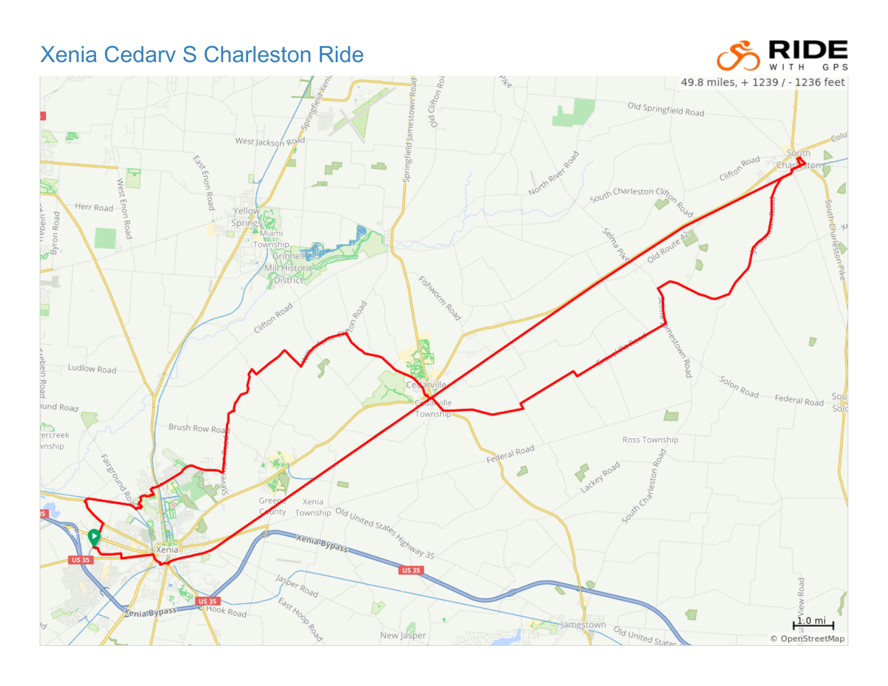# Xenia Cedarv S Charleston Ride

49.8 miles, + 1239 / - 1236 feet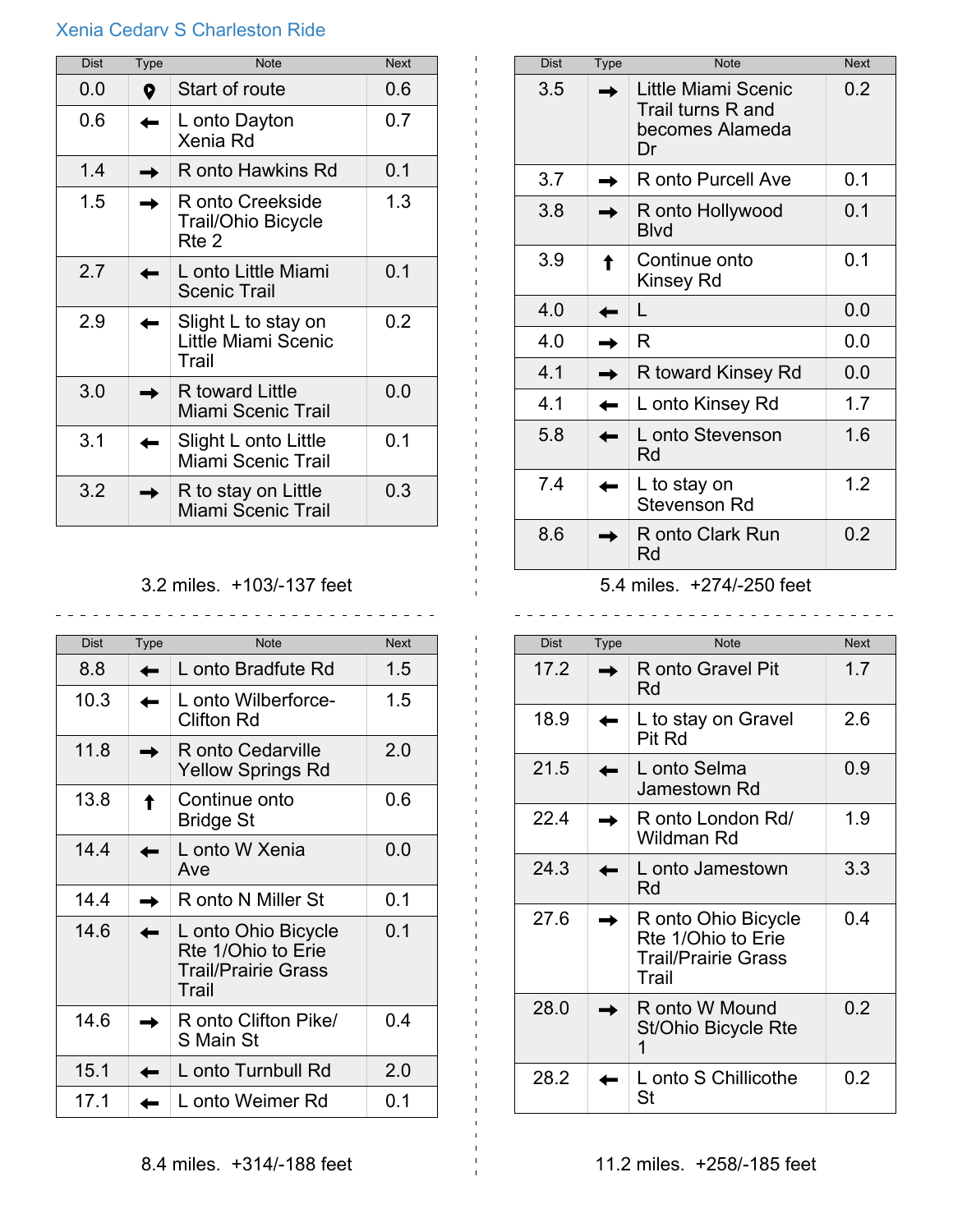## Xenia Cedarv S Charleston Ride

| Dist | Type | Note | Next |
|---|---|---|---|
| 0.0 | ● | Start of route | 0.6 |
| 0.6 | ← | L onto Dayton Xenia Rd | 0.7 |
| 1.4 | → | R onto Hawkins Rd | 0.1 |
| 1.5 | → | R onto Creekside Trail/Ohio Bicycle Rte 2 | 1.3 |
| 2.7 | ← | L onto Little Miami Scenic Trail | 0.1 |
| 2.9 | ← | Slight L to stay on Little Miami Scenic Trail | 0.2 |
| 3.0 | → | R toward Little Miami Scenic Trail | 0.0 |
| 3.1 | ← | Slight L onto Little Miami Scenic Trail | 0.1 |
| 3.2 | → | R to stay on Little Miami Scenic Trail | 0.3 |

3.2 miles. +103/-137 feet

| Dist | Type | Note | Next |
|---|---|---|---|
| 3.5 | → | Little Miami Scenic Trail turns R and becomes Alameda Dr | 0.2 |
| 3.7 | → | R onto Purcell Ave | 0.1 |
| 3.8 | → | R onto Hollywood Blvd | 0.1 |
| 3.9 | ↑ | Continue onto Kinsey Rd | 0.1 |
| 4.0 | ← | L | 0.0 |
| 4.0 | → | R | 0.0 |
| 4.1 | → | R toward Kinsey Rd | 0.0 |
| 4.1 | ← | L onto Kinsey Rd | 1.7 |
| 5.8 | ← | L onto Stevenson Rd | 1.6 |
| 7.4 | ← | L to stay on Stevenson Rd | 1.2 |
| 8.6 | → | R onto Clark Run Rd | 0.2 |

5.4 miles. +274/-250 feet

| Dist | Type | Note | Next |
|---|---|---|---|
| 8.8 | ← | L onto Bradfute Rd | 1.5 |
| 10.3 | ← | L onto Wilberforce-Clifton Rd | 1.5 |
| 11.8 | → | R onto Cedarville Yellow Springs Rd | 2.0 |
| 13.8 | ↑ | Continue onto Bridge St | 0.6 |
| 14.4 | ← | L onto W Xenia Ave | 0.0 |
| 14.4 | → | R onto N Miller St | 0.1 |
| 14.6 | ← | L onto Ohio Bicycle Rte 1/Ohio to Erie Trail/Prairie Grass Trail | 0.1 |
| 14.6 | → | R onto Clifton Pike/ S Main St | 0.4 |
| 15.1 | ← | L onto Turnbull Rd | 2.0 |
| 17.1 | ← | L onto Weimer Rd | 0.1 |

8.4 miles. +314/-188 feet

| Dist | Type | Note | Next |
|---|---|---|---|
| 17.2 | → | R onto Gravel Pit Rd | 1.7 |
| 18.9 | ← | L to stay on Gravel Pit Rd | 2.6 |
| 21.5 | ← | L onto Selma Jamestown Rd | 0.9 |
| 22.4 | → | R onto London Rd/ Wildman Rd | 1.9 |
| 24.3 | ← | L onto Jamestown Rd | 3.3 |
| 27.6 | → | R onto Ohio Bicycle Rte 1/Ohio to Erie Trail/Prairie Grass Trail | 0.4 |
| 28.0 | → | R onto W Mound St/Ohio Bicycle Rte 1 | 0.2 |
| 28.2 | ← | L onto S Chillicothe St | 0.2 |

11.2 miles. +258/-185 feet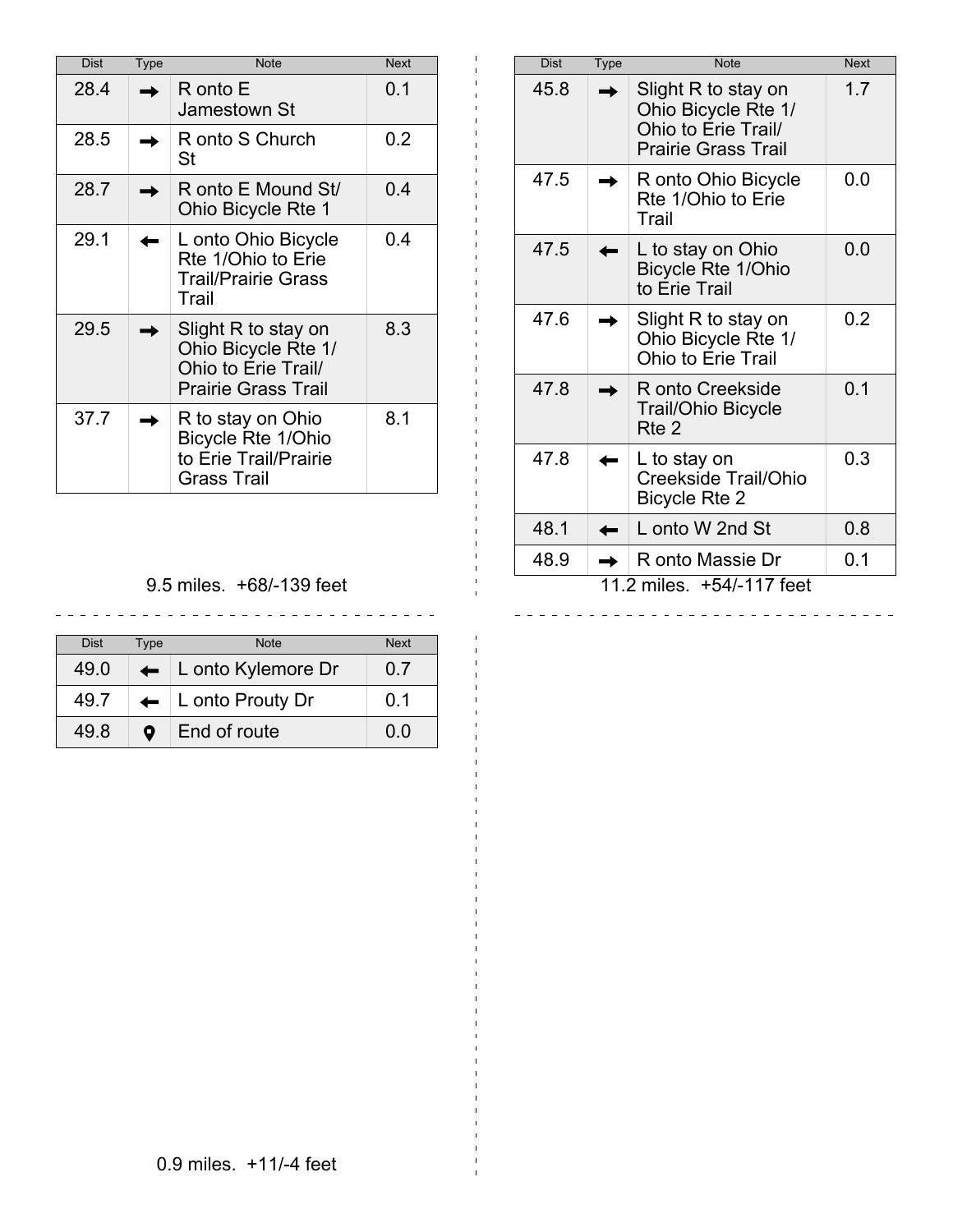| Dist | Type | Note | Next |
|---|---|---|---|
| 28.4 | → | R onto E Jamestown St | 0.1 |
| 28.5 | → | R onto S Church St | 0.2 |
| 28.7 | → | R onto E Mound St/ Ohio Bicycle Rte 1 | 0.4 |
| 29.1 | ← | L onto Ohio Bicycle Rte 1/Ohio to Erie Trail/Prairie Grass Trail | 0.4 |
| 29.5 | → | Slight R to stay on Ohio Bicycle Rte 1/ Ohio to Erie Trail/ Prairie Grass Trail | 8.3 |
| 37.7 | → | R to stay on Ohio Bicycle Rte 1/Ohio to Erie Trail/Prairie Grass Trail | 8.1 |

9.5 miles. +68/-139 feet

| Dist | Type | Note | Next |
|---|---|---|---|
| 45.8 | → | Slight R to stay on Ohio Bicycle Rte 1/ Ohio to Erie Trail/ Prairie Grass Trail | 1.7 |
| 47.5 | → | R onto Ohio Bicycle Rte 1/Ohio to Erie Trail | 0.0 |
| 47.5 | ← | L to stay on Ohio Bicycle Rte 1/Ohio to Erie Trail | 0.0 |
| 47.6 | → | Slight R to stay on Ohio Bicycle Rte 1/ Ohio to Erie Trail | 0.2 |
| 47.8 | → | R onto Creekside Trail/Ohio Bicycle Rte 2 | 0.1 |
| 47.8 | ← | L to stay on Creekside Trail/Ohio Bicycle Rte 2 | 0.3 |
| 48.1 | ← | L onto W 2nd St | 0.8 |
| 48.9 | → | R onto Massie Dr | 0.1 |

11.2 miles. +54/-117 feet

| Dist | Type | Note | Next |
|---|---|---|---|
| 49.0 | ← | L onto Kylemore Dr | 0.7 |
| 49.7 | ← | L onto Prouty Dr | 0.1 |
| 49.8 | 📍 | End of route | 0.0 |

0.9 miles. +11/-4 feet